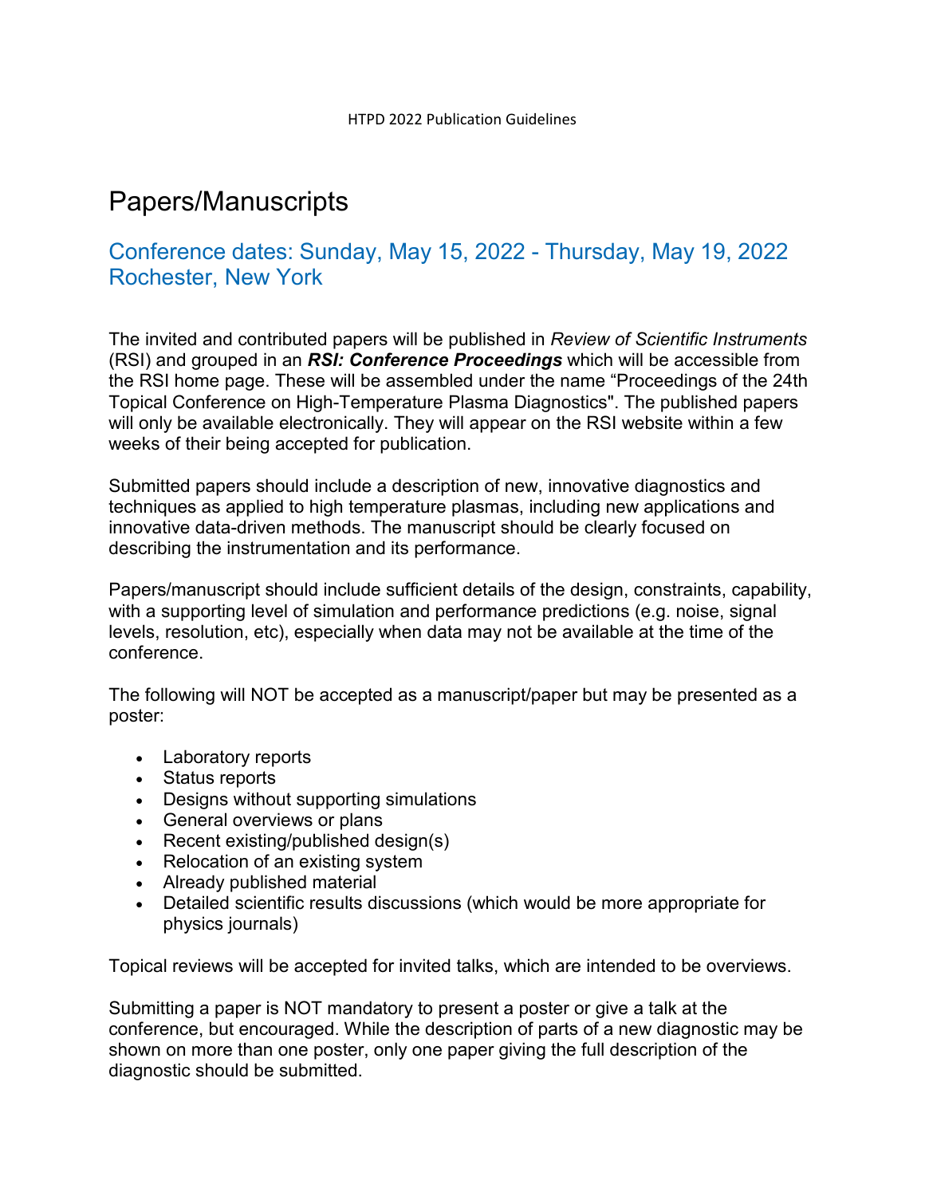# Papers/Manuscripts

## Conference dates: Sunday, May 15, 2022 - Thursday, May 19, 2022 Rochester, New York

The invited and contributed papers will be published in *Review of Scientific Instruments* (RSI) and grouped in an ***RSI: Conference Proceedings*** which will be accessible from the RSI home page. These will be assembled under the name "Proceedings of the 24th Topical Conference on High-Temperature Plasma Diagnostics". The published papers will only be available electronically. They will appear on the RSI website within a few weeks of their being accepted for publication.

Submitted papers should include a description of new, innovative diagnostics and techniques as applied to high temperature plasmas, including new applications and innovative data-driven methods. The manuscript should be clearly focused on describing the instrumentation and its performance.

Papers/manuscript should include sufficient details of the design, constraints, capability, with a supporting level of simulation and performance predictions (e.g. noise, signal levels, resolution, etc), especially when data may not be available at the time of the conference.

The following will NOT be accepted as a manuscript/paper but may be presented as a poster:

- Laboratory reports
- Status reports
- Designs without supporting simulations
- General overviews or plans
- Recent existing/published design(s)
- Relocation of an existing system
- Already published material
- Detailed scientific results discussions (which would be more appropriate for physics journals)

Topical reviews will be accepted for invited talks, which are intended to be overviews.

Submitting a paper is NOT mandatory to present a poster or give a talk at the conference, but encouraged. While the description of parts of a new diagnostic may be shown on more than one poster, only one paper giving the full description of the diagnostic should be submitted.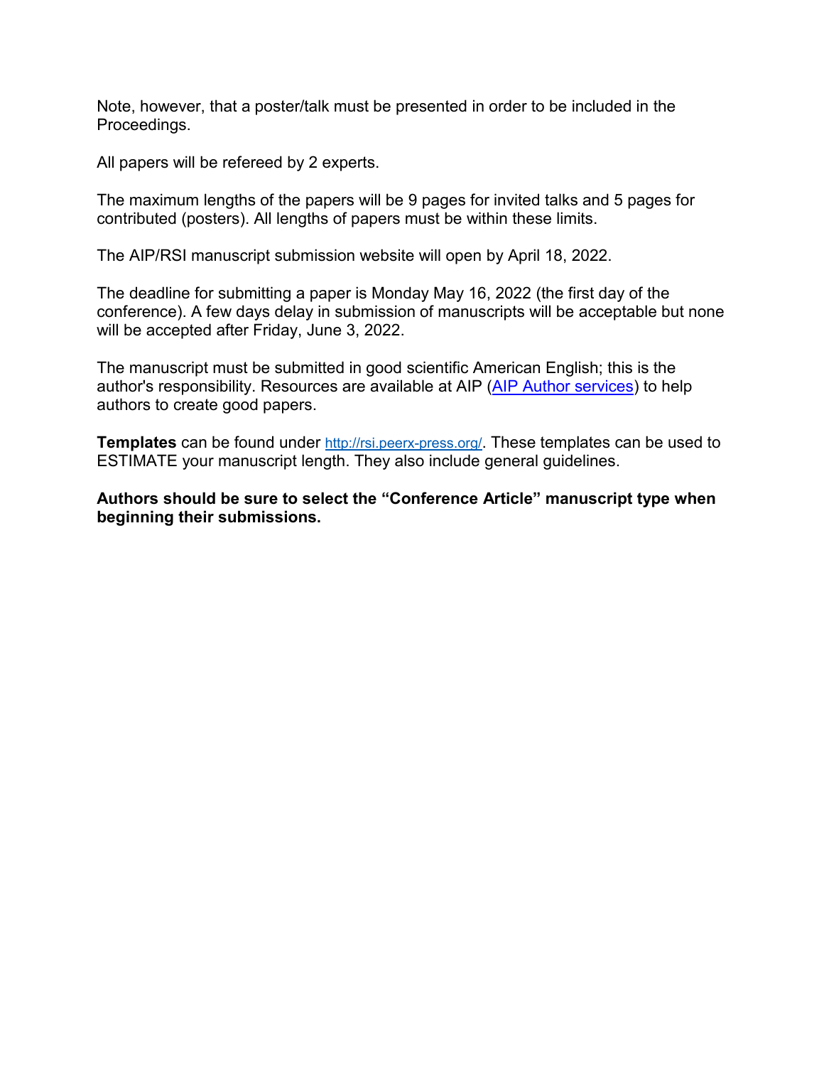Note, however, that a poster/talk must be presented in order to be included in the Proceedings.

All papers will be refereed by 2 experts.

The maximum lengths of the papers will be 9 pages for invited talks and 5 pages for contributed (posters). All lengths of papers must be within these limits.

The AIP/RSI manuscript submission website will open by April 18, 2022.

The deadline for submitting a paper is Monday May 16, 2022 (the first day of the conference). A few days delay in submission of manuscripts will be acceptable but none will be accepted after Friday, June 3, 2022.

The manuscript must be submitted in good scientific American English; this is the author's responsibility. Resources are available at AIP (AIP Author services) to help authors to create good papers.

**Templates** can be found under http://rsi.peerx-press.org/. These templates can be used to ESTIMATE your manuscript length. They also include general guidelines.

**Authors should be sure to select the "Conference Article" manuscript type when beginning their submissions.**